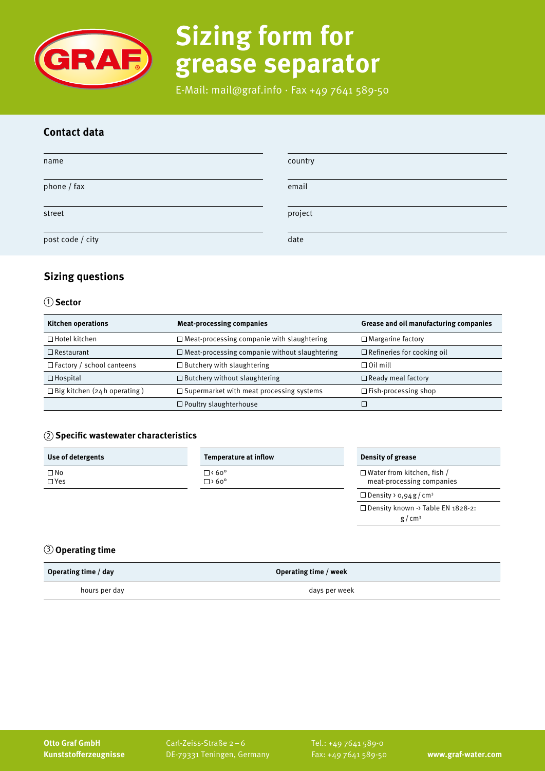# Sizing form for grease separator

E-Mail: mail@graf.info · Fax +49 7641 589-50

## Contact data

| | |
|---|---|
| name | country |
| phone / fax | email |
| street | project |
| post code / city | date |

## Sizing questions

### ① Sector

| Kitchen operations | Meat-processing companies | Grease and oil manufacturing companies |
|---|---|---|
| ☐ Hotel kitchen | ☐ Meat-processing companie with slaughtering | ☐ Margarine factory |
| ☐ Restaurant | ☐ Meat-processing companie without slaughtering | ☐ Refineries for cooking oil |
| ☐ Factory / school canteens | ☐ Butchery with slaughtering | ☐ Oil mill |
| ☐ Hospital | ☐ Butchery without slaughtering | ☐ Ready meal factory |
| ☐ Big kitchen (24 h operating) | ☐ Supermarket with meat processing systems | ☐ Fish-processing shop |
| | ☐ Poultry slaughterhouse | ☐ |

### ② Specific wastewater characteristics

| Use of detergents |
|---|
| ☐ No<br>☐ Yes |

| Temperature at inflow |
|---|
| ☐ < 60°<br>☐ > 60° |

| Density of grease |
|---|
| ☐ Water from kitchen, fish / meat-processing companies |
| ☐ Density > 0,94 g / cm³ |
| ☐ Density known -> Table EN 1828-2: g / cm³ |

### ③ Operating time

| Operating time / day | Operating time / week |
|---|---|
| hours per day | days per week |

**Otto Graf GmbH**
**Kunststofferzeugnisse**

Carl-Zeiss-Straße 2 – 6
DE-79331 Teningen, Germany

Tel.: +49 7641 589-0
Fax: +49 7641 589-50

**www.graf-water.com**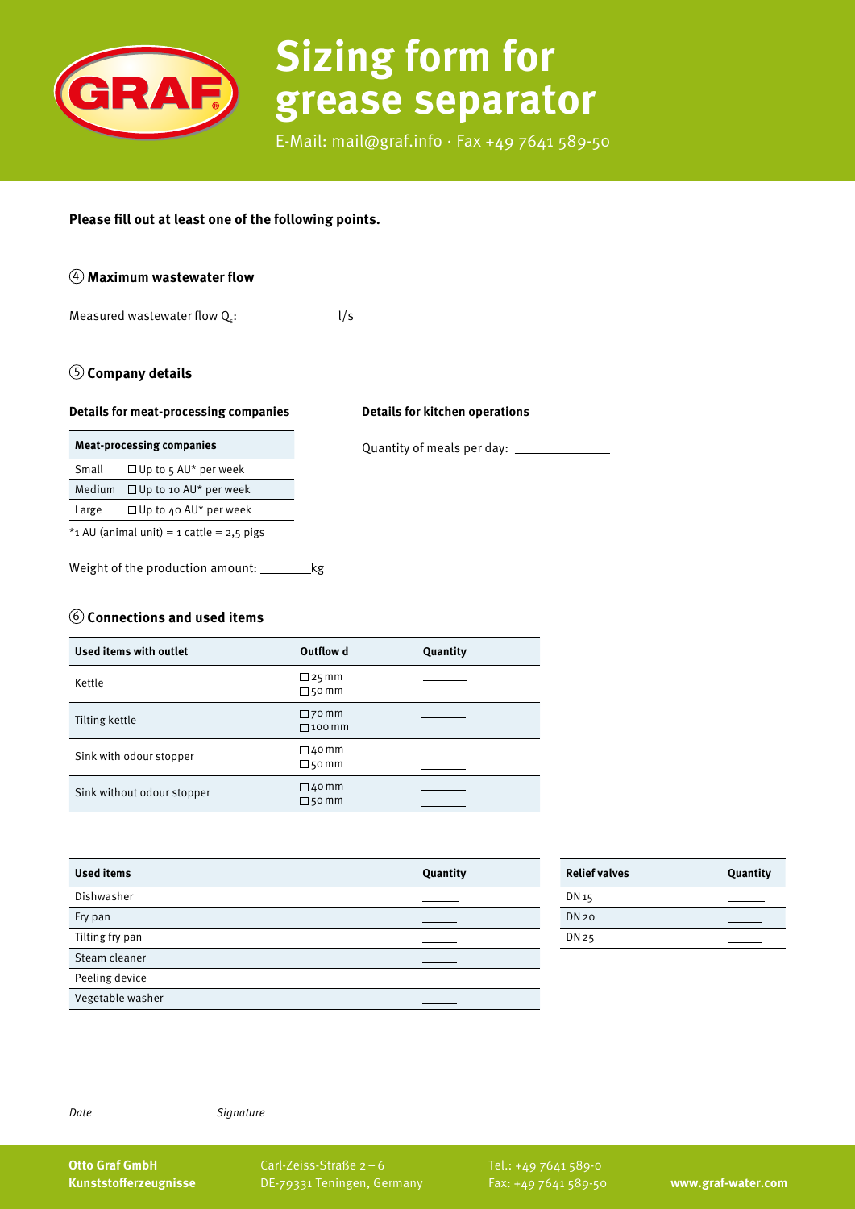# Sizing form for grease separator

E-Mail: mail@graf.info · Fax +49 7641 589-50

**Please fill out at least one of the following points.**

### ④ Maximum wastewater flow

Measured wastewater flow $Q_s$: ______________ l/s

### ⑤ Company details

**Details for meat-processing companies**

| Meat-processing companies | |
|---|---|
| Small | ☐ Up to 5 AU* per week |
| Medium | ☐ Up to 10 AU* per week |
| Large | ☐ Up to 40 AU* per week |

*1 AU (animal unit) = 1 cattle = 2,5 pigs

Weight of the production amount: ________kg

**Details for kitchen operations**

Quantity of meals per day: ______________

### ⑥ Connections and used items

| Used items with outlet | Outflow d | Quantity |
|---|---|---|
| Kettle | ☐ 25 mm<br>☐ 50 mm | ______<br>______ |
| Tilting kettle | ☐ 70 mm<br>☐ 100 mm | ______<br>______ |
| Sink with odour stopper | ☐ 40 mm<br>☐ 50 mm | ______<br>______ |
| Sink without odour stopper | ☐ 40 mm<br>☐ 50 mm | ______<br>______ |

| Used items | Quantity |
|---|---|
| Dishwasher | ______ |
| Fry pan | ______ |
| Tilting fry pan | ______ |
| Steam cleaner | ______ |
| Peeling device | ______ |
| Vegetable washer | ______ |

| Relief valves | Quantity |
|---|---|
| DN 15 | ______ |
| DN 20 | ______ |
| DN 25 | ______ |

_____________ &nbsp;&nbsp;&nbsp; ______________________________

*Date* &nbsp;&nbsp;&nbsp; *Signature*

**Otto Graf GmbH**
**Kunststofferzeugnisse**

Carl-Zeiss-Straße 2 – 6
DE-79331 Teningen, Germany

Tel.: +49 7641 589-0
Fax: +49 7641 589-50

**www.graf-water.com**